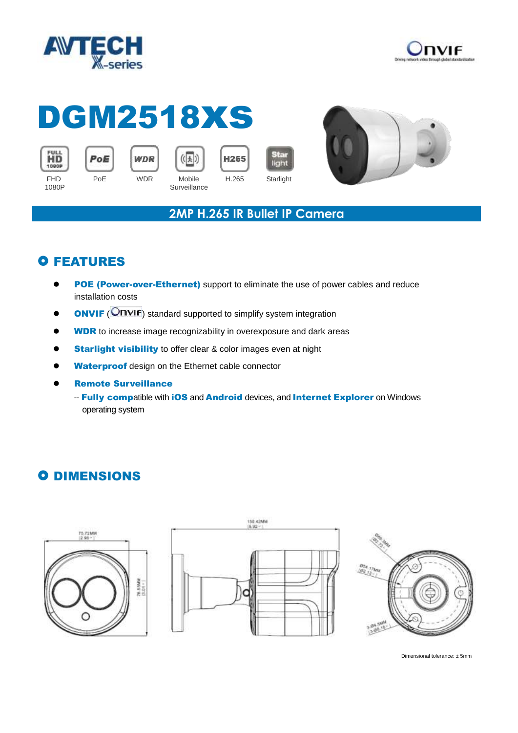# DGM2518XS

FHD 1080P | PoE | WDR | Mobile Surveillance | H.265 | Starlight

## 2MP H.265 IR Bullet IP Camera

## FEATURES

- **POE (Power-over-Ethernet)** support to eliminate the use of power cables and reduce installation costs
- **ONVIF** (ONVIF) standard supported to simplify system integration
- **WDR** to increase image recognizability in overexposure and dark areas
- **Starlight visibility** to offer clear & color images even at night
- **Waterproof** design on the Ethernet cable connector
- **Remote Surveillance**
  -- **Fully compa**tible with **iOS** and **Android** devices, and **Internet Explorer** on Windows operating system

## DIMENSIONS

75.72MM (2.98")

78.55MM (3.01")

150.42MM (5.92")

Ø69.3MM (Ø2.73")

Ø54.17MM (Ø2.13")

3-Ø4.5MM (3-Ø0.18")

Dimensional tolerance: ± 5mm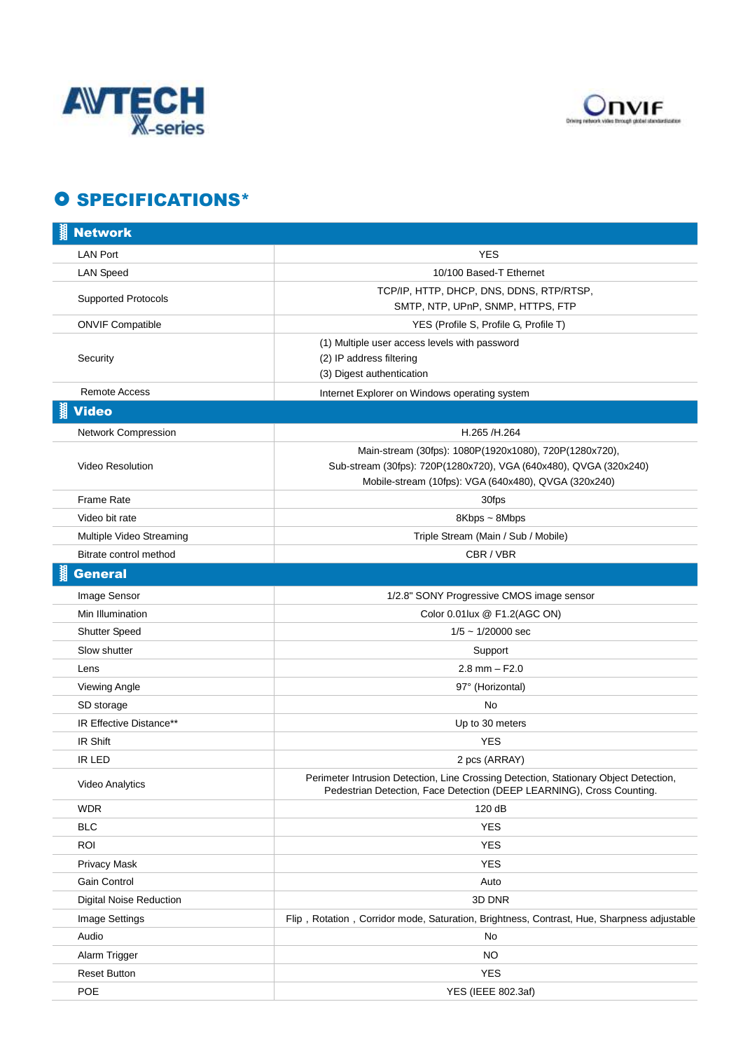## SPECIFICATIONS*

| **Network** | |
|---|---|
| LAN Port | YES |
| LAN Speed | 10/100 Based-T Ethernet |
| Supported Protocols | TCP/IP, HTTP, DHCP, DNS, DDNS, RTP/RTSP, SMTP, NTP, UPnP, SNMP, HTTPS, FTP |
| ONVIF Compatible | YES (Profile S, Profile G, Profile T) |
| Security | (1) Multiple user access levels with password<br>(2) IP address filtering<br>(3) Digest authentication |
| Remote Access | Internet Explorer on Windows operating system |
| **Video** | |
| Network Compression | H.265 /H.264 |
| Video Resolution | Main-stream (30fps): 1080P(1920x1080), 720P(1280x720),<br>Sub-stream (30fps): 720P(1280x720), VGA (640x480), QVGA (320x240)<br>Mobile-stream (10fps): VGA (640x480), QVGA (320x240) |
| Frame Rate | 30fps |
| Video bit rate | 8Kbps ~ 8Mbps |
| Multiple Video Streaming | Triple Stream (Main / Sub / Mobile) |
| Bitrate control method | CBR / VBR |
| **General** | |
| Image Sensor | 1/2.8" SONY Progressive CMOS image sensor |
| Min Illumination | Color 0.01lux @ F1.2(AGC ON) |
| Shutter Speed | 1/5 ~ 1/20000 sec |
| Slow shutter | Support |
| Lens | 2.8 mm – F2.0 |
| Viewing Angle | 97° (Horizontal) |
| SD storage | No |
| IR Effective Distance** | Up to 30 meters |
| IR Shift | YES |
| IR LED | 2 pcs (ARRAY) |
| Video Analytics | Perimeter Intrusion Detection, Line Crossing Detection, Stationary Object Detection, Pedestrian Detection, Face Detection (DEEP LEARNING), Cross Counting. |
| WDR | 120 dB |
| BLC | YES |
| ROI | YES |
| Privacy Mask | YES |
| Gain Control | Auto |
| Digital Noise Reduction | 3D DNR |
| Image Settings | Flip，Rotation，Corridor mode, Saturation, Brightness, Contrast, Hue, Sharpness adjustable |
| Audio | No |
| Alarm Trigger | NO |
| Reset Button | YES |
| POE | YES (IEEE 802.3af) |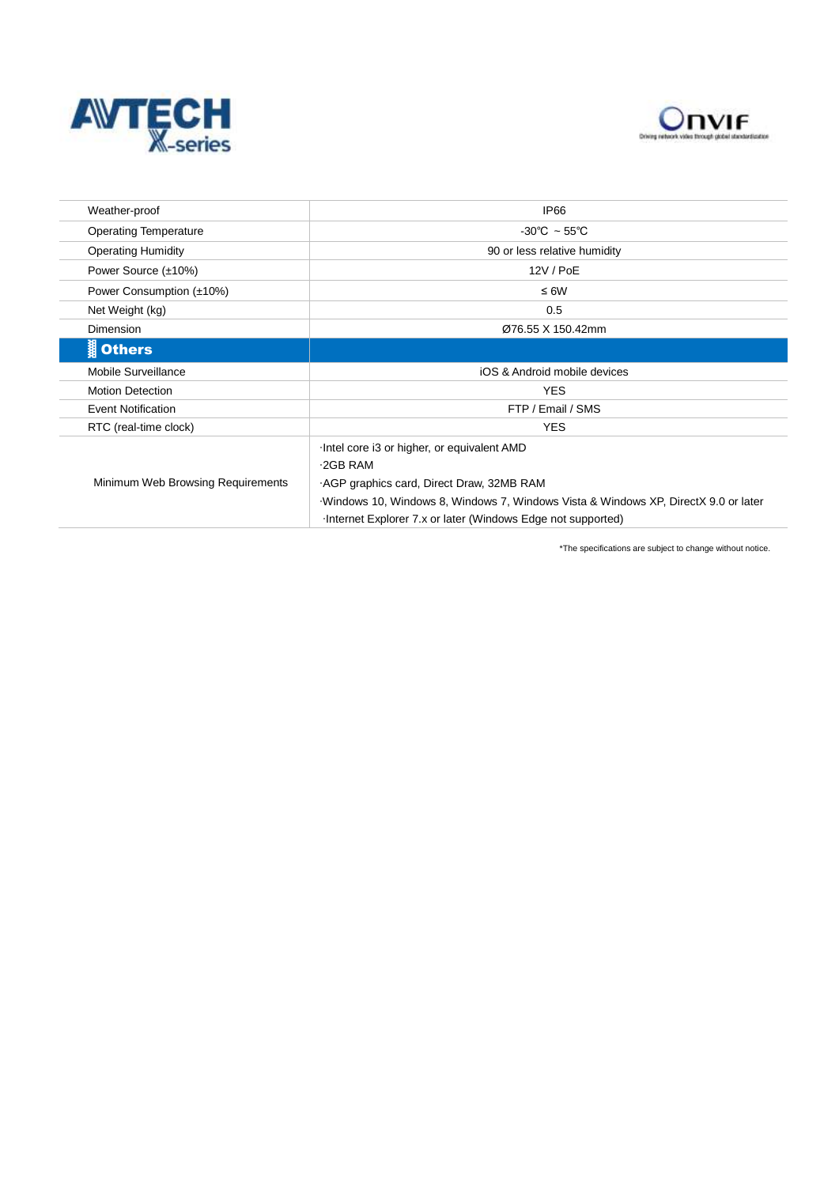| | |
|---|---|
| Weather-proof | IP66 |
| Operating Temperature | -30℃ ~ 55℃ |
| Operating Humidity | 90 or less relative humidity |
| Power Source (±10%) | 12V / PoE |
| Power Consumption (±10%) | ≤ 6W |
| Net Weight (kg) | 0.5 |
| Dimension | Ø76.55 X 150.42mm |
| **Others** | |
| Mobile Surveillance | iOS & Android mobile devices |
| Motion Detection | YES |
| Event Notification | FTP / Email / SMS |
| RTC (real-time clock) | YES |
| Minimum Web Browsing Requirements | ·Intel core i3 or higher, or equivalent AMD<br>·2GB RAM<br>·AGP graphics card, Direct Draw, 32MB RAM<br>·Windows 10, Windows 8, Windows 7, Windows Vista & Windows XP, DirectX 9.0 or later<br>·Internet Explorer 7.x or later (Windows Edge not supported) |

*The specifications are subject to change without notice.